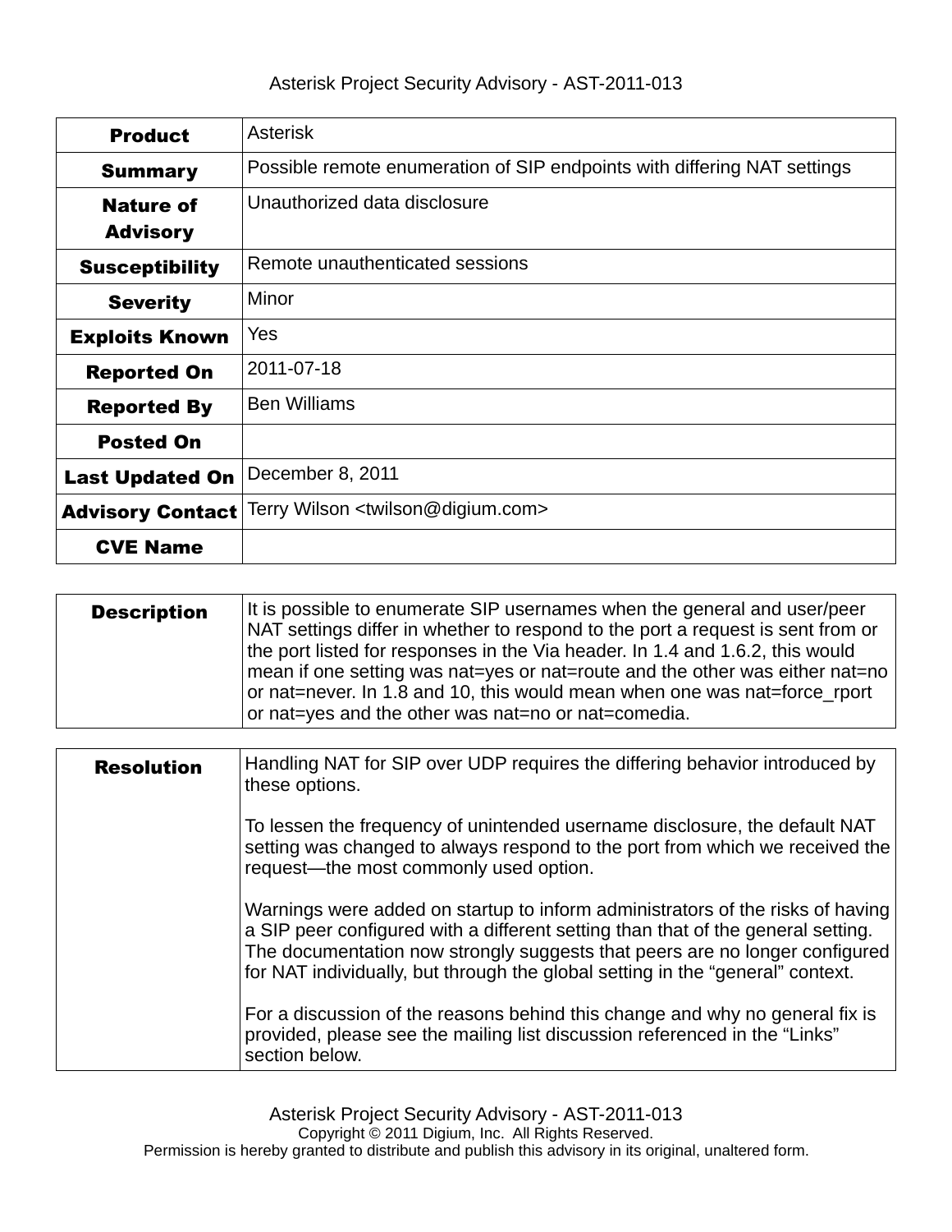# Asterisk Project Security Advisory - AST-2011-013

| | |
|---|---|
| **Product** | Asterisk |
| **Summary** | Possible remote enumeration of SIP endpoints with differing NAT settings |
| **Nature of Advisory** | Unauthorized data disclosure |
| **Susceptibility** | Remote unauthenticated sessions |
| **Severity** | Minor |
| **Exploits Known** | Yes |
| **Reported On** | 2011-07-18 |
| **Reported By** | Ben Williams |
| **Posted On** | |
| **Last Updated On** | December 8, 2011 |
| **Advisory Contact** | Terry Wilson <twilson@digium.com> |
| **CVE Name** | |

| | |
|---|---|
| **Description** | It is possible to enumerate SIP usernames when the general and user/peer NAT settings differ in whether to respond to the port a request is sent from or the port listed for responses in the Via header. In 1.4 and 1.6.2, this would mean if one setting was nat=yes or nat=route and the other was either nat=no or nat=never. In 1.8 and 10, this would mean when one was nat=force_rport or nat=yes and the other was nat=no or nat=comedia. |

| | |
|---|---|
| **Resolution** | Handling NAT for SIP over UDP requires the differing behavior introduced by these options.<br><br>To lessen the frequency of unintended username disclosure, the default NAT setting was changed to always respond to the port from which we received the request—the most commonly used option.<br><br>Warnings were added on startup to inform administrators of the risks of having a SIP peer configured with a different setting than that of the general setting. The documentation now strongly suggests that peers are no longer configured for NAT individually, but through the global setting in the “general” context.<br><br>For a discussion of the reasons behind this change and why no general fix is provided, please see the mailing list discussion referenced in the “Links” section below. |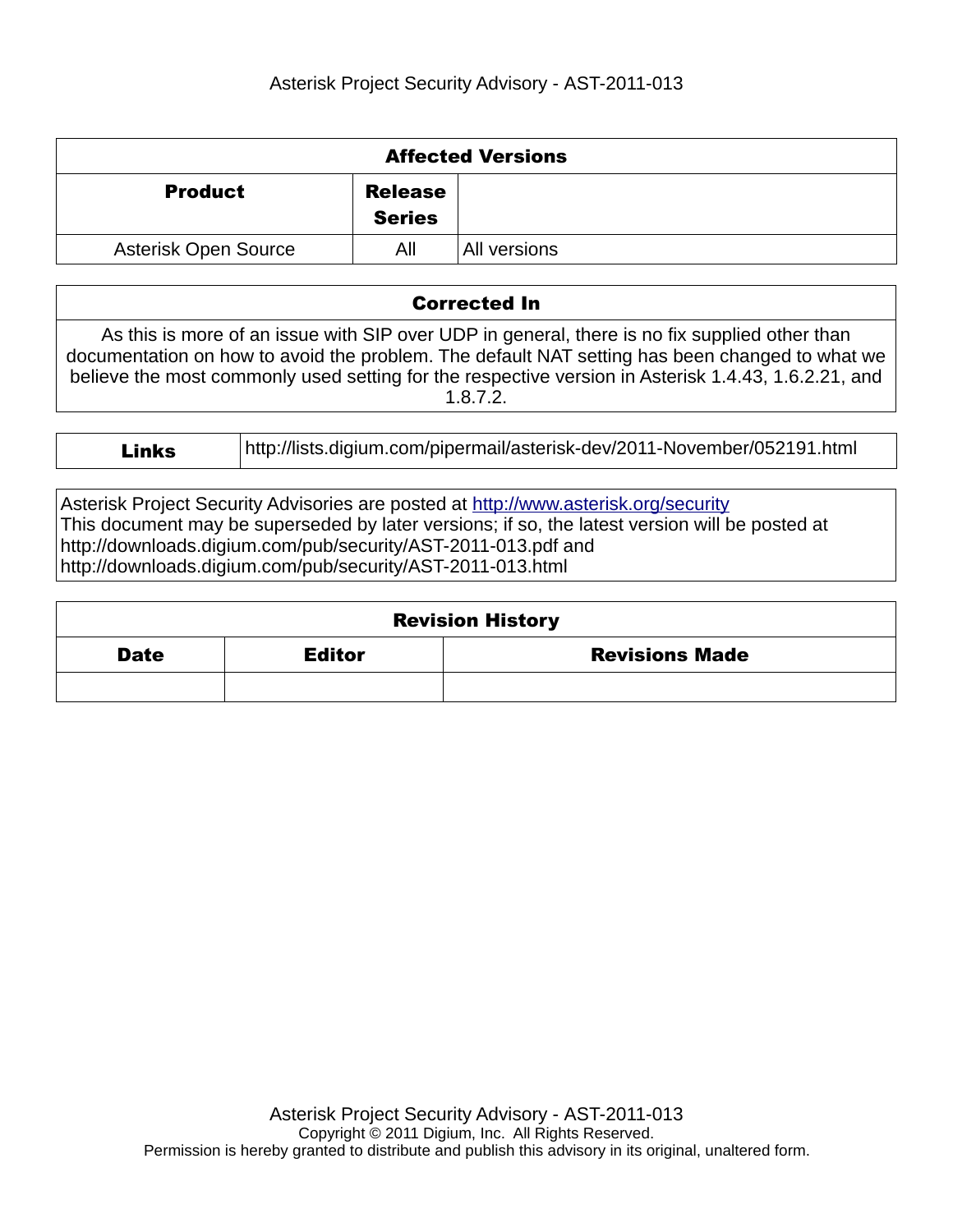| Affected Versions | | |
| --- | --- | --- |
| **Product** | **Release Series** | |
| Asterisk Open Source | All | All versions |

| Corrected In |
| --- |
| As this is more of an issue with SIP over UDP in general, there is no fix supplied other than documentation on how to avoid the problem. The default NAT setting has been changed to what we believe the most commonly used setting for the respective version in Asterisk 1.4.43, 1.6.2.21, and 1.8.7.2. |

| | |
| --- | --- |
| **Links** | http://lists.digium.com/pipermail/asterisk-dev/2011-November/052191.html |

Asterisk Project Security Advisories are posted at [http://www.asterisk.org/security](http://www.asterisk.org/security)
This document may be superseded by later versions; if so, the latest version will be posted at http://downloads.digium.com/pub/security/AST-2011-013.pdf and http://downloads.digium.com/pub/security/AST-2011-013.html

| Revision History | | |
| --- | --- | --- |
| **Date** | **Editor** | **Revisions Made** |
| | | |

Asterisk Project Security Advisory - AST-2011-013
Copyright © 2011 Digium, Inc. All Rights Reserved.
Permission is hereby granted to distribute and publish this advisory in its original, unaltered form.